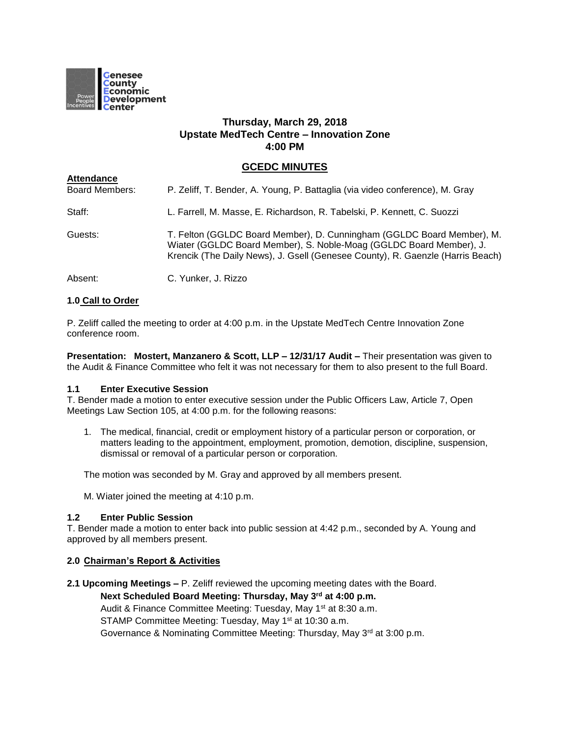Genesee County Economic Development Center

**Thursday, March 29, 2018**
**Upstate MedTech Centre – Innovation Zone**
**4:00 PM**

## GCEDC MINUTES

**Attendance**

Board Members: P. Zeliff, T. Bender, A. Young, P. Battaglia (via video conference), M. Gray

Staff: L. Farrell, M. Masse, E. Richardson, R. Tabelski, P. Kennett, C. Suozzi

Guests: T. Felton (GGLDC Board Member), D. Cunningham (GGLDC Board Member), M. Wiater (GGLDC Board Member), S. Noble-Moag (GGLDC Board Member), J. Krencik (The Daily News), J. Gsell (Genesee County), R. Gaenzle (Harris Beach)

Absent: C. Yunker, J. Rizzo

### 1.0 Call to Order

P. Zeliff called the meeting to order at 4:00 p.m. in the Upstate MedTech Centre Innovation Zone conference room.

**Presentation: Mostert, Manzanero & Scott, LLP – 12/31/17 Audit –** Their presentation was given to the Audit & Finance Committee who felt it was not necessary for them to also present to the full Board.

### 1.1 Enter Executive Session

T. Bender made a motion to enter executive session under the Public Officers Law, Article 7, Open Meetings Law Section 105, at 4:00 p.m. for the following reasons:

1. The medical, financial, credit or employment history of a particular person or corporation, or matters leading to the appointment, employment, promotion, demotion, discipline, suspension, dismissal or removal of a particular person or corporation.

The motion was seconded by M. Gray and approved by all members present.

M. Wiater joined the meeting at 4:10 p.m.

### 1.2 Enter Public Session

T. Bender made a motion to enter back into public session at 4:42 p.m., seconded by A. Young and approved by all members present.

### 2.0 Chairman's Report & Activities

**2.1 Upcoming Meetings –** P. Zeliff reviewed the upcoming meeting dates with the Board.

**Next Scheduled Board Meeting: Thursday, May 3rd at 4:00 p.m.**
Audit & Finance Committee Meeting: Tuesday, May 1st at 8:30 a.m.
STAMP Committee Meeting: Tuesday, May 1st at 10:30 a.m.
Governance & Nominating Committee Meeting: Thursday, May 3rd at 3:00 p.m.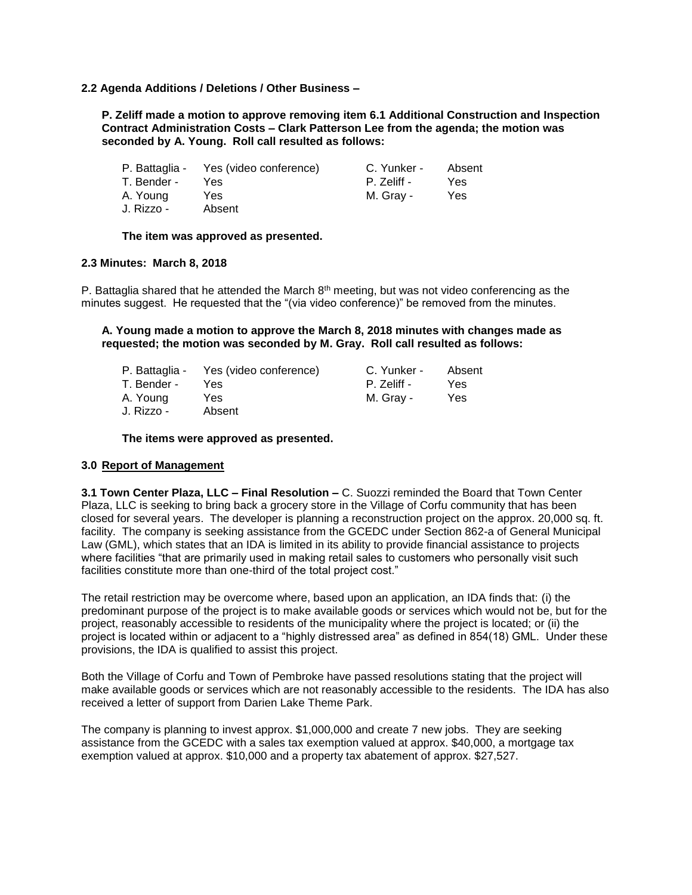**2.2 Agenda Additions / Deletions / Other Business –**

**P. Zeliff made a motion to approve removing item 6.1 Additional Construction and Inspection Contract Administration Costs – Clark Patterson Lee from the agenda; the motion was seconded by A. Young. Roll call resulted as follows:**

| | | | |
|---|---|---|---|
| P. Battaglia - | Yes (video conference) | C. Yunker - | Absent |
| T. Bender - | Yes | P. Zeliff - | Yes |
| A. Young | Yes | M. Gray - | Yes |
| J. Rizzo - | Absent | | |

**The item was approved as presented.**

**2.3 Minutes: March 8, 2018**

P. Battaglia shared that he attended the March 8th meeting, but was not video conferencing as the minutes suggest. He requested that the "(via video conference)" be removed from the minutes.

**A. Young made a motion to approve the March 8, 2018 minutes with changes made as requested; the motion was seconded by M. Gray. Roll call resulted as follows:**

| | | | |
|---|---|---|---|
| P. Battaglia - | Yes (video conference) | C. Yunker - | Absent |
| T. Bender - | Yes | P. Zeliff - | Yes |
| A. Young | Yes | M. Gray - | Yes |
| J. Rizzo - | Absent | | |

**The items were approved as presented.**

**3.0 Report of Management**

**3.1 Town Center Plaza, LLC – Final Resolution –** C. Suozzi reminded the Board that Town Center Plaza, LLC is seeking to bring back a grocery store in the Village of Corfu community that has been closed for several years. The developer is planning a reconstruction project on the approx. 20,000 sq. ft. facility. The company is seeking assistance from the GCEDC under Section 862-a of General Municipal Law (GML), which states that an IDA is limited in its ability to provide financial assistance to projects where facilities "that are primarily used in making retail sales to customers who personally visit such facilities constitute more than one-third of the total project cost."

The retail restriction may be overcome where, based upon an application, an IDA finds that: (i) the predominant purpose of the project is to make available goods or services which would not be, but for the project, reasonably accessible to residents of the municipality where the project is located; or (ii) the project is located within or adjacent to a "highly distressed area" as defined in 854(18) GML. Under these provisions, the IDA is qualified to assist this project.

Both the Village of Corfu and Town of Pembroke have passed resolutions stating that the project will make available goods or services which are not reasonably accessible to the residents. The IDA has also received a letter of support from Darien Lake Theme Park.

The company is planning to invest approx. $1,000,000 and create 7 new jobs. They are seeking assistance from the GCEDC with a sales tax exemption valued at approx. $40,000, a mortgage tax exemption valued at approx. $10,000 and a property tax abatement of approx. $27,527.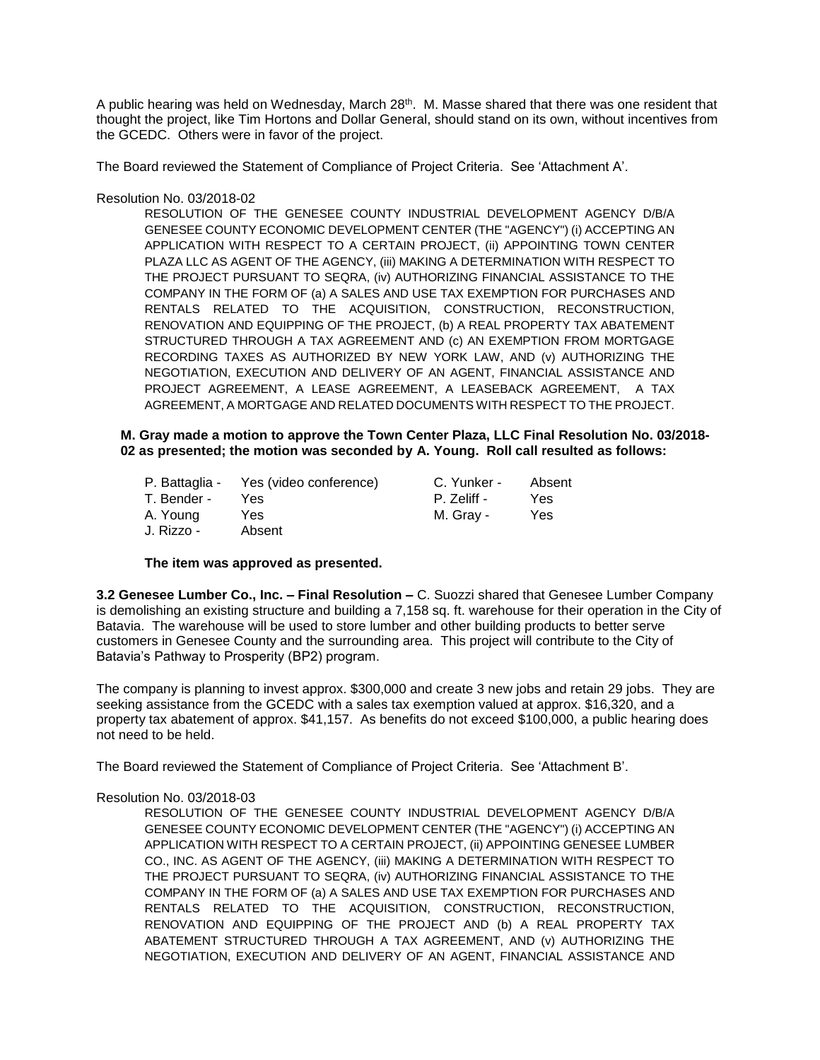A public hearing was held on Wednesday, March 28th. M. Masse shared that there was one resident that thought the project, like Tim Hortons and Dollar General, should stand on its own, without incentives from the GCEDC. Others were in favor of the project.

The Board reviewed the Statement of Compliance of Project Criteria. See 'Attachment A'.

Resolution No. 03/2018-02

> RESOLUTION OF THE GENESEE COUNTY INDUSTRIAL DEVELOPMENT AGENCY D/B/A GENESEE COUNTY ECONOMIC DEVELOPMENT CENTER (THE "AGENCY") (i) ACCEPTING AN APPLICATION WITH RESPECT TO A CERTAIN PROJECT, (ii) APPOINTING TOWN CENTER PLAZA LLC AS AGENT OF THE AGENCY, (iii) MAKING A DETERMINATION WITH RESPECT TO THE PROJECT PURSUANT TO SEQRA, (iv) AUTHORIZING FINANCIAL ASSISTANCE TO THE COMPANY IN THE FORM OF (a) A SALES AND USE TAX EXEMPTION FOR PURCHASES AND RENTALS RELATED TO THE ACQUISITION, CONSTRUCTION, RECONSTRUCTION, RENOVATION AND EQUIPPING OF THE PROJECT, (b) A REAL PROPERTY TAX ABATEMENT STRUCTURED THROUGH A TAX AGREEMENT AND (c) AN EXEMPTION FROM MORTGAGE RECORDING TAXES AS AUTHORIZED BY NEW YORK LAW, AND (v) AUTHORIZING THE NEGOTIATION, EXECUTION AND DELIVERY OF AN AGENT, FINANCIAL ASSISTANCE AND PROJECT AGREEMENT, A LEASE AGREEMENT, A LEASEBACK AGREEMENT, A TAX AGREEMENT, A MORTGAGE AND RELATED DOCUMENTS WITH RESPECT TO THE PROJECT.

**M. Gray made a motion to approve the Town Center Plaza, LLC Final Resolution No. 03/2018-02 as presented; the motion was seconded by A. Young. Roll call resulted as follows:**

| | | | |
|---|---|---|---|
| P. Battaglia - | Yes (video conference) | C. Yunker - | Absent |
| T. Bender - | Yes | P. Zeliff - | Yes |
| A. Young | Yes | M. Gray - | Yes |
| J. Rizzo - | Absent | | |

**The item was approved as presented.**

**3.2 Genesee Lumber Co., Inc. – Final Resolution –** C. Suozzi shared that Genesee Lumber Company is demolishing an existing structure and building a 7,158 sq. ft. warehouse for their operation in the City of Batavia. The warehouse will be used to store lumber and other building products to better serve customers in Genesee County and the surrounding area. This project will contribute to the City of Batavia's Pathway to Prosperity (BP2) program.

The company is planning to invest approx. $300,000 and create 3 new jobs and retain 29 jobs. They are seeking assistance from the GCEDC with a sales tax exemption valued at approx. $16,320, and a property tax abatement of approx. $41,157. As benefits do not exceed $100,000, a public hearing does not need to be held.

The Board reviewed the Statement of Compliance of Project Criteria. See 'Attachment B'.

Resolution No. 03/2018-03

> RESOLUTION OF THE GENESEE COUNTY INDUSTRIAL DEVELOPMENT AGENCY D/B/A GENESEE COUNTY ECONOMIC DEVELOPMENT CENTER (THE "AGENCY") (i) ACCEPTING AN APPLICATION WITH RESPECT TO A CERTAIN PROJECT, (ii) APPOINTING GENESEE LUMBER CO., INC. AS AGENT OF THE AGENCY, (iii) MAKING A DETERMINATION WITH RESPECT TO THE PROJECT PURSUANT TO SEQRA, (iv) AUTHORIZING FINANCIAL ASSISTANCE TO THE COMPANY IN THE FORM OF (a) A SALES AND USE TAX EXEMPTION FOR PURCHASES AND RENTALS RELATED TO THE ACQUISITION, CONSTRUCTION, RECONSTRUCTION, RENOVATION AND EQUIPPING OF THE PROJECT AND (b) A REAL PROPERTY TAX ABATEMENT STRUCTURED THROUGH A TAX AGREEMENT, AND (v) AUTHORIZING THE NEGOTIATION, EXECUTION AND DELIVERY OF AN AGENT, FINANCIAL ASSISTANCE AND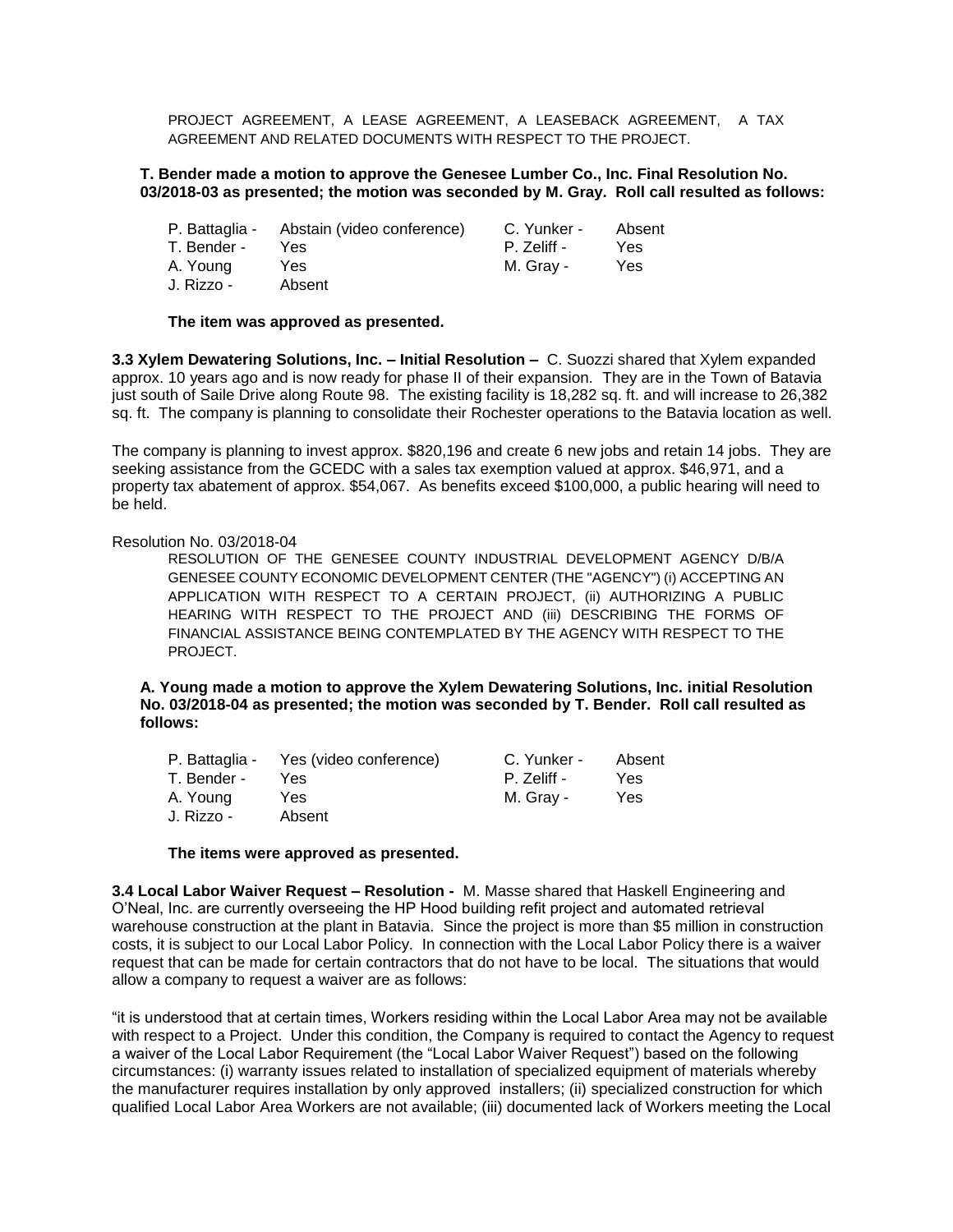PROJECT AGREEMENT, A LEASE AGREEMENT, A LEASEBACK AGREEMENT, A TAX AGREEMENT AND RELATED DOCUMENTS WITH RESPECT TO THE PROJECT.

**T. Bender made a motion to approve the Genesee Lumber Co., Inc. Final Resolution No. 03/2018-03 as presented; the motion was seconded by M. Gray. Roll call resulted as follows:**

| | | | |
|---|---|---|---|
| P. Battaglia - | Abstain (video conference) | C. Yunker - | Absent |
| T. Bender - | Yes | P. Zeliff - | Yes |
| A. Young | Yes | M. Gray - | Yes |
| J. Rizzo - | Absent | | |

**The item was approved as presented.**

**3.3 Xylem Dewatering Solutions, Inc. – Initial Resolution –** C. Suozzi shared that Xylem expanded approx. 10 years ago and is now ready for phase II of their expansion. They are in the Town of Batavia just south of Saile Drive along Route 98. The existing facility is 18,282 sq. ft. and will increase to 26,382 sq. ft. The company is planning to consolidate their Rochester operations to the Batavia location as well.

The company is planning to invest approx. $820,196 and create 6 new jobs and retain 14 jobs. They are seeking assistance from the GCEDC with a sales tax exemption valued at approx. $46,971, and a property tax abatement of approx. $54,067. As benefits exceed $100,000, a public hearing will need to be held.

Resolution No. 03/2018-04

RESOLUTION OF THE GENESEE COUNTY INDUSTRIAL DEVELOPMENT AGENCY D/B/A GENESEE COUNTY ECONOMIC DEVELOPMENT CENTER (THE "AGENCY") (i) ACCEPTING AN APPLICATION WITH RESPECT TO A CERTAIN PROJECT, (ii) AUTHORIZING A PUBLIC HEARING WITH RESPECT TO THE PROJECT AND (iii) DESCRIBING THE FORMS OF FINANCIAL ASSISTANCE BEING CONTEMPLATED BY THE AGENCY WITH RESPECT TO THE PROJECT.

**A. Young made a motion to approve the Xylem Dewatering Solutions, Inc. initial Resolution No. 03/2018-04 as presented; the motion was seconded by T. Bender. Roll call resulted as follows:**

| | | | |
|---|---|---|---|
| P. Battaglia - | Yes (video conference) | C. Yunker - | Absent |
| T. Bender - | Yes | P. Zeliff - | Yes |
| A. Young | Yes | M. Gray - | Yes |
| J. Rizzo - | Absent | | |

**The items were approved as presented.**

**3.4 Local Labor Waiver Request – Resolution -** M. Masse shared that Haskell Engineering and O'Neal, Inc. are currently overseeing the HP Hood building refit project and automated retrieval warehouse construction at the plant in Batavia. Since the project is more than $5 million in construction costs, it is subject to our Local Labor Policy. In connection with the Local Labor Policy there is a waiver request that can be made for certain contractors that do not have to be local. The situations that would allow a company to request a waiver are as follows:

"it is understood that at certain times, Workers residing within the Local Labor Area may not be available with respect to a Project. Under this condition, the Company is required to contact the Agency to request a waiver of the Local Labor Requirement (the "Local Labor Waiver Request") based on the following circumstances: (i) warranty issues related to installation of specialized equipment of materials whereby the manufacturer requires installation by only approved installers; (ii) specialized construction for which qualified Local Labor Area Workers are not available; (iii) documented lack of Workers meeting the Local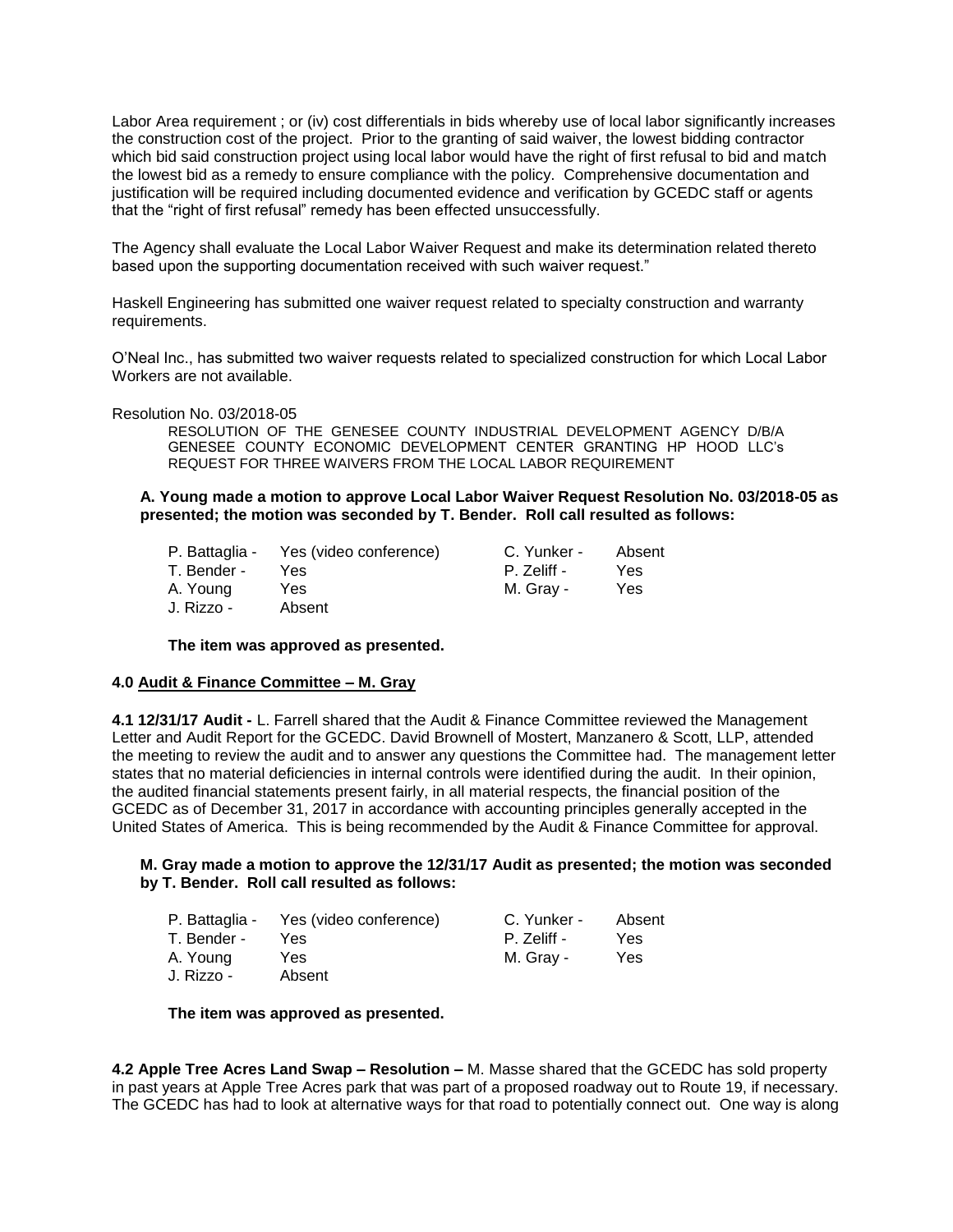Labor Area requirement ; or (iv) cost differentials in bids whereby use of local labor significantly increases the construction cost of the project. Prior to the granting of said waiver, the lowest bidding contractor which bid said construction project using local labor would have the right of first refusal to bid and match the lowest bid as a remedy to ensure compliance with the policy. Comprehensive documentation and justification will be required including documented evidence and verification by GCEDC staff or agents that the "right of first refusal" remedy has been effected unsuccessfully.

The Agency shall evaluate the Local Labor Waiver Request and make its determination related thereto based upon the supporting documentation received with such waiver request."

Haskell Engineering has submitted one waiver request related to specialty construction and warranty requirements.

O'Neal Inc., has submitted two waiver requests related to specialized construction for which Local Labor Workers are not available.

Resolution No. 03/2018-05

RESOLUTION OF THE GENESEE COUNTY INDUSTRIAL DEVELOPMENT AGENCY D/B/A GENESEE COUNTY ECONOMIC DEVELOPMENT CENTER GRANTING HP HOOD LLC's REQUEST FOR THREE WAIVERS FROM THE LOCAL LABOR REQUIREMENT

**A. Young made a motion to approve Local Labor Waiver Request Resolution No. 03/2018-05 as presented; the motion was seconded by T. Bender. Roll call resulted as follows:**

| | | | |
|---|---|---|---|
| P. Battaglia - | Yes (video conference) | C. Yunker - | Absent |
| T. Bender - | Yes | P. Zeliff - | Yes |
| A. Young | Yes | M. Gray - | Yes |
| J. Rizzo - | Absent | | |

**The item was approved as presented.**

**4.0 Audit & Finance Committee – M. Gray**

**4.1 12/31/17 Audit -** L. Farrell shared that the Audit & Finance Committee reviewed the Management Letter and Audit Report for the GCEDC. David Brownell of Mostert, Manzanero & Scott, LLP, attended the meeting to review the audit and to answer any questions the Committee had. The management letter states that no material deficiencies in internal controls were identified during the audit. In their opinion, the audited financial statements present fairly, in all material respects, the financial position of the GCEDC as of December 31, 2017 in accordance with accounting principles generally accepted in the United States of America. This is being recommended by the Audit & Finance Committee for approval.

**M. Gray made a motion to approve the 12/31/17 Audit as presented; the motion was seconded by T. Bender. Roll call resulted as follows:**

| | | | |
|---|---|---|---|
| P. Battaglia - | Yes (video conference) | C. Yunker - | Absent |
| T. Bender - | Yes | P. Zeliff - | Yes |
| A. Young | Yes | M. Gray - | Yes |
| J. Rizzo - | Absent | | |

**The item was approved as presented.**

**4.2 Apple Tree Acres Land Swap – Resolution –** M. Masse shared that the GCEDC has sold property in past years at Apple Tree Acres park that was part of a proposed roadway out to Route 19, if necessary. The GCEDC has had to look at alternative ways for that road to potentially connect out. One way is along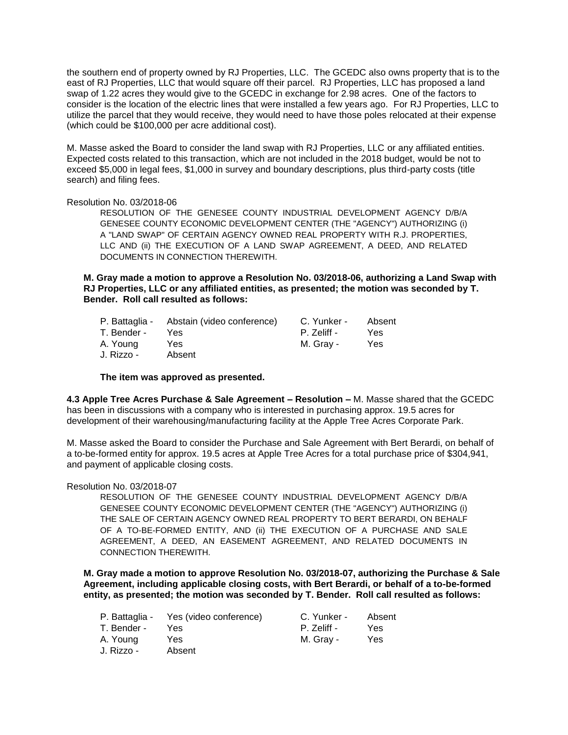the southern end of property owned by RJ Properties, LLC. The GCEDC also owns property that is to the east of RJ Properties, LLC that would square off their parcel. RJ Properties, LLC has proposed a land swap of 1.22 acres they would give to the GCEDC in exchange for 2.98 acres. One of the factors to consider is the location of the electric lines that were installed a few years ago. For RJ Properties, LLC to utilize the parcel that they would receive, they would need to have those poles relocated at their expense (which could be $100,000 per acre additional cost).

M. Masse asked the Board to consider the land swap with RJ Properties, LLC or any affiliated entities. Expected costs related to this transaction, which are not included in the 2018 budget, would be not to exceed $5,000 in legal fees, $1,000 in survey and boundary descriptions, plus third-party costs (title search) and filing fees.

Resolution No. 03/2018-06

RESOLUTION OF THE GENESEE COUNTY INDUSTRIAL DEVELOPMENT AGENCY D/B/A GENESEE COUNTY ECONOMIC DEVELOPMENT CENTER (THE "AGENCY") AUTHORIZING (i) A "LAND SWAP" OF CERTAIN AGENCY OWNED REAL PROPERTY WITH R.J. PROPERTIES, LLC AND (ii) THE EXECUTION OF A LAND SWAP AGREEMENT, A DEED, AND RELATED DOCUMENTS IN CONNECTION THEREWITH.

**M. Gray made a motion to approve a Resolution No. 03/2018-06, authorizing a Land Swap with RJ Properties, LLC or any affiliated entities, as presented; the motion was seconded by T. Bender. Roll call resulted as follows:**

| | | | |
|---|---|---|---|
| P. Battaglia - | Abstain (video conference) | C. Yunker - | Absent |
| T. Bender - | Yes | P. Zeliff - | Yes |
| A. Young | Yes | M. Gray - | Yes |
| J. Rizzo - | Absent | | |

**The item was approved as presented.**

**4.3 Apple Tree Acres Purchase & Sale Agreement – Resolution –** M. Masse shared that the GCEDC has been in discussions with a company who is interested in purchasing approx. 19.5 acres for development of their warehousing/manufacturing facility at the Apple Tree Acres Corporate Park.

M. Masse asked the Board to consider the Purchase and Sale Agreement with Bert Berardi, on behalf of a to-be-formed entity for approx. 19.5 acres at Apple Tree Acres for a total purchase price of $304,941, and payment of applicable closing costs.

Resolution No. 03/2018-07

RESOLUTION OF THE GENESEE COUNTY INDUSTRIAL DEVELOPMENT AGENCY D/B/A GENESEE COUNTY ECONOMIC DEVELOPMENT CENTER (THE "AGENCY") AUTHORIZING (i) THE SALE OF CERTAIN AGENCY OWNED REAL PROPERTY TO BERT BERARDI, ON BEHALF OF A TO-BE-FORMED ENTITY, AND (ii) THE EXECUTION OF A PURCHASE AND SALE AGREEMENT, A DEED, AN EASEMENT AGREEMENT, AND RELATED DOCUMENTS IN CONNECTION THEREWITH.

**M. Gray made a motion to approve Resolution No. 03/2018-07, authorizing the Purchase & Sale Agreement, including applicable closing costs, with Bert Berardi, or behalf of a to-be-formed entity, as presented; the motion was seconded by T. Bender. Roll call resulted as follows:**

| | | | |
|---|---|---|---|
| P. Battaglia - | Yes (video conference) | C. Yunker - | Absent |
| T. Bender - | Yes | P. Zeliff - | Yes |
| A. Young | Yes | M. Gray - | Yes |
| J. Rizzo - | Absent | | |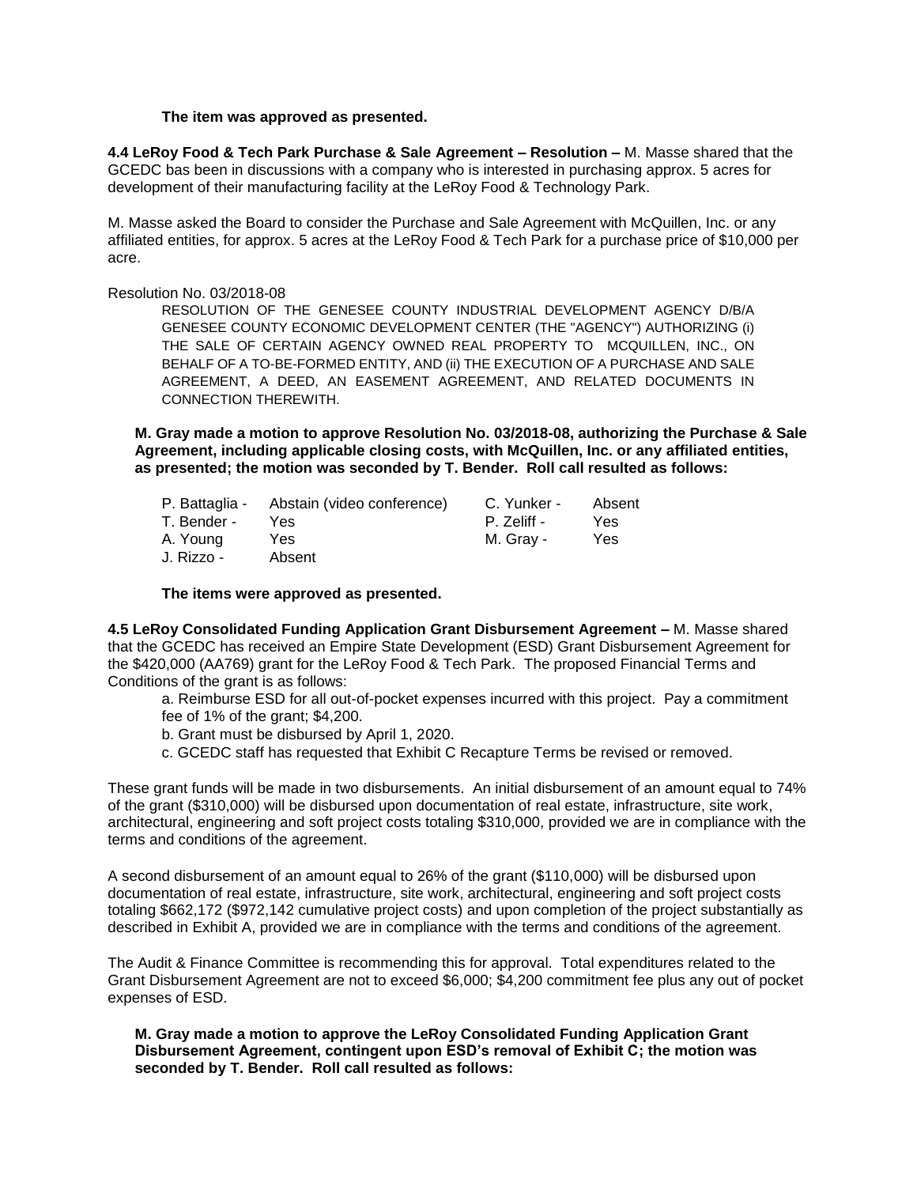**The item was approved as presented.**

**4.4 LeRoy Food & Tech Park Purchase & Sale Agreement – Resolution –** M. Masse shared that the GCEDC bas been in discussions with a company who is interested in purchasing approx. 5 acres for development of their manufacturing facility at the LeRoy Food & Technology Park.

M. Masse asked the Board to consider the Purchase and Sale Agreement with McQuillen, Inc. or any affiliated entities, for approx. 5 acres at the LeRoy Food & Tech Park for a purchase price of $10,000 per acre.

Resolution No. 03/2018-08

> RESOLUTION OF THE GENESEE COUNTY INDUSTRIAL DEVELOPMENT AGENCY D/B/A GENESEE COUNTY ECONOMIC DEVELOPMENT CENTER (THE "AGENCY") AUTHORIZING (i) THE SALE OF CERTAIN AGENCY OWNED REAL PROPERTY TO MCQUILLEN, INC., ON BEHALF OF A TO-BE-FORMED ENTITY, AND (ii) THE EXECUTION OF A PURCHASE AND SALE AGREEMENT, A DEED, AN EASEMENT AGREEMENT, AND RELATED DOCUMENTS IN CONNECTION THEREWITH.

**M. Gray made a motion to approve Resolution No. 03/2018-08, authorizing the Purchase & Sale Agreement, including applicable closing costs, with McQuillen, Inc. or any affiliated entities, as presented; the motion was seconded by T. Bender. Roll call resulted as follows:**

| | | | |
|---|---|---|---|
| P. Battaglia - | Abstain (video conference) | C. Yunker - | Absent |
| T. Bender - | Yes | P. Zeliff - | Yes |
| A. Young | Yes | M. Gray - | Yes |
| J. Rizzo - | Absent | | |

**The items were approved as presented.**

**4.5 LeRoy Consolidated Funding Application Grant Disbursement Agreement –** M. Masse shared that the GCEDC has received an Empire State Development (ESD) Grant Disbursement Agreement for the $420,000 (AA769) grant for the LeRoy Food & Tech Park. The proposed Financial Terms and Conditions of the grant is as follows:

a. Reimburse ESD for all out-of-pocket expenses incurred with this project. Pay a commitment fee of 1% of the grant; $4,200.

b. Grant must be disbursed by April 1, 2020.

c. GCEDC staff has requested that Exhibit C Recapture Terms be revised or removed.

These grant funds will be made in two disbursements. An initial disbursement of an amount equal to 74% of the grant ($310,000) will be disbursed upon documentation of real estate, infrastructure, site work, architectural, engineering and soft project costs totaling $310,000, provided we are in compliance with the terms and conditions of the agreement.

A second disbursement of an amount equal to 26% of the grant ($110,000) will be disbursed upon documentation of real estate, infrastructure, site work, architectural, engineering and soft project costs totaling $662,172 ($972,142 cumulative project costs) and upon completion of the project substantially as described in Exhibit A, provided we are in compliance with the terms and conditions of the agreement.

The Audit & Finance Committee is recommending this for approval. Total expenditures related to the Grant Disbursement Agreement are not to exceed $6,000; $4,200 commitment fee plus any out of pocket expenses of ESD.

**M. Gray made a motion to approve the LeRoy Consolidated Funding Application Grant Disbursement Agreement, contingent upon ESD's removal of Exhibit C; the motion was seconded by T. Bender. Roll call resulted as follows:**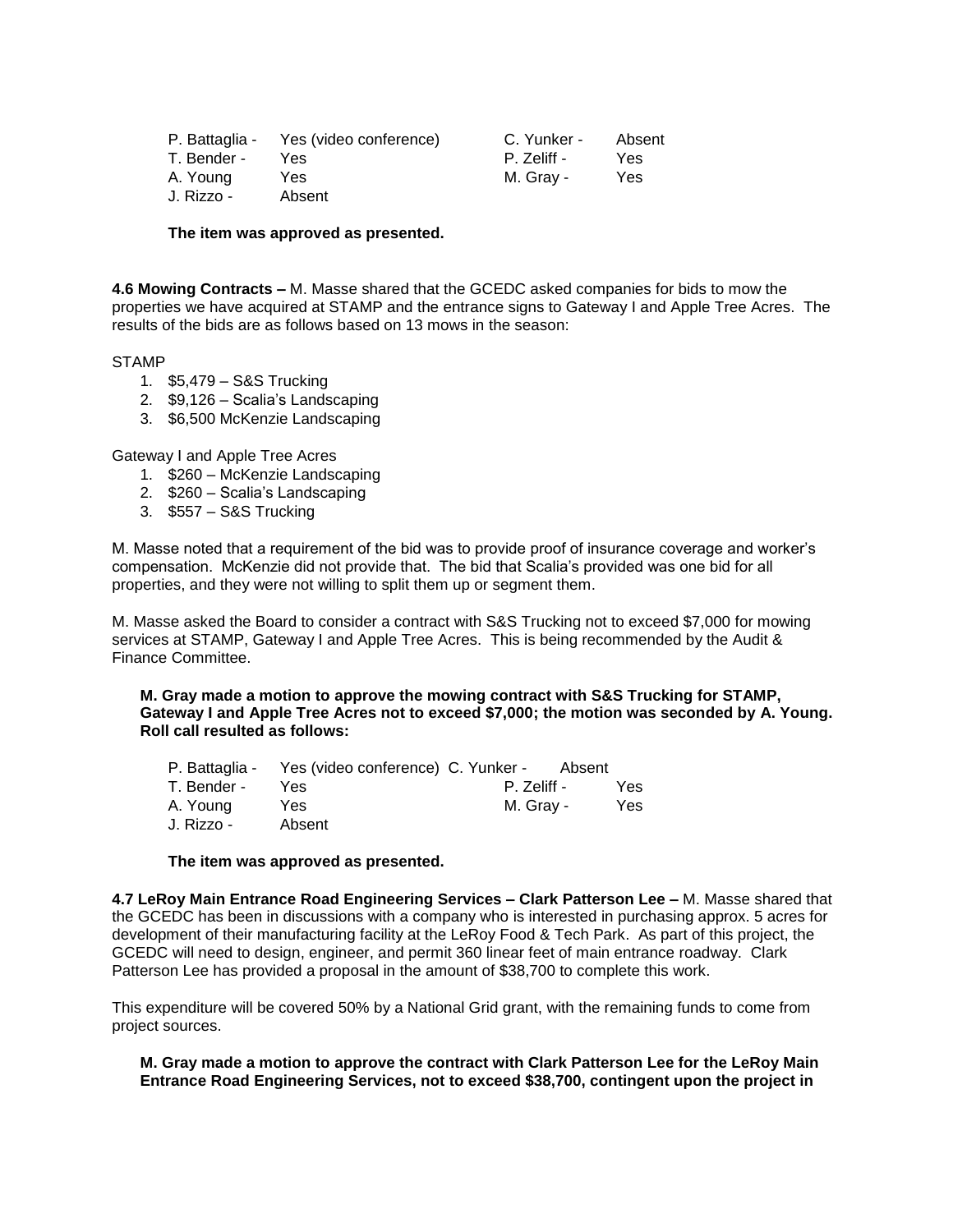| | | | |
|---|---|---|---|
| P. Battaglia - | Yes (video conference) | C. Yunker - | Absent |
| T. Bender - | Yes | P. Zeliff - | Yes |
| A. Young | Yes | M. Gray - | Yes |
| J. Rizzo - | Absent | | |

**The item was approved as presented.**

**4.6 Mowing Contracts –** M. Masse shared that the GCEDC asked companies for bids to mow the properties we have acquired at STAMP and the entrance signs to Gateway I and Apple Tree Acres. The results of the bids are as follows based on 13 mows in the season:

STAMP

1. $5,479 – S&S Trucking
2. $9,126 – Scalia's Landscaping
3. $6,500 McKenzie Landscaping

Gateway I and Apple Tree Acres

1. $260 – McKenzie Landscaping
2. $260 – Scalia's Landscaping
3. $557 – S&S Trucking

M. Masse noted that a requirement of the bid was to provide proof of insurance coverage and worker's compensation. McKenzie did not provide that. The bid that Scalia's provided was one bid for all properties, and they were not willing to split them up or segment them.

M. Masse asked the Board to consider a contract with S&S Trucking not to exceed $7,000 for mowing services at STAMP, Gateway I and Apple Tree Acres. This is being recommended by the Audit & Finance Committee.

**M. Gray made a motion to approve the mowing contract with S&S Trucking for STAMP, Gateway I and Apple Tree Acres not to exceed $7,000; the motion was seconded by A. Young. Roll call resulted as follows:**

| | | | |
|---|---|---|---|
| P. Battaglia - | Yes (video conference) | C. Yunker - | Absent |
| T. Bender - | Yes | P. Zeliff - | Yes |
| A. Young | Yes | M. Gray - | Yes |
| J. Rizzo - | Absent | | |

**The item was approved as presented.**

**4.7 LeRoy Main Entrance Road Engineering Services – Clark Patterson Lee –** M. Masse shared that the GCEDC has been in discussions with a company who is interested in purchasing approx. 5 acres for development of their manufacturing facility at the LeRoy Food & Tech Park. As part of this project, the GCEDC will need to design, engineer, and permit 360 linear feet of main entrance roadway. Clark Patterson Lee has provided a proposal in the amount of $38,700 to complete this work.

This expenditure will be covered 50% by a National Grid grant, with the remaining funds to come from project sources.

**M. Gray made a motion to approve the contract with Clark Patterson Lee for the LeRoy Main Entrance Road Engineering Services, not to exceed $38,700, contingent upon the project in**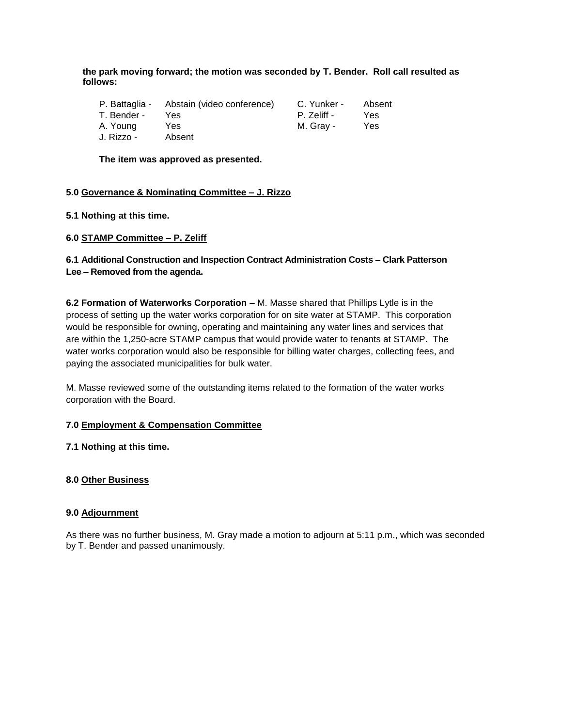**the park moving forward; the motion was seconded by T. Bender. Roll call resulted as follows:**

| | | | |
|---|---|---|---|
| P. Battaglia - | Abstain (video conference) | C. Yunker - | Absent |
| T. Bender - | Yes | P. Zeliff - | Yes |
| A. Young | Yes | M. Gray - | Yes |
| J. Rizzo - | Absent | | |

**The item was approved as presented.**

**5.0 <u>Governance & Nominating Committee – J. Rizzo</u>**

**5.1 Nothing at this time.**

**6.0 <u>STAMP Committee – P. Zeliff</u>**

**6.1 ~~Additional Construction and Inspection Contract Administration Costs – Clark Patterson Lee~~ – Removed from the agenda.**

**6.2 Formation of Waterworks Corporation –** M. Masse shared that Phillips Lytle is in the process of setting up the water works corporation for on site water at STAMP. This corporation would be responsible for owning, operating and maintaining any water lines and services that are within the 1,250-acre STAMP campus that would provide water to tenants at STAMP. The water works corporation would also be responsible for billing water charges, collecting fees, and paying the associated municipalities for bulk water.

M. Masse reviewed some of the outstanding items related to the formation of the water works corporation with the Board.

**7.0 <u>Employment & Compensation Committee</u>**

**7.1 Nothing at this time.**

**8.0 <u>Other Business</u>**

**9.0 <u>Adjournment</u>**

As there was no further business, M. Gray made a motion to adjourn at 5:11 p.m., which was seconded by T. Bender and passed unanimously.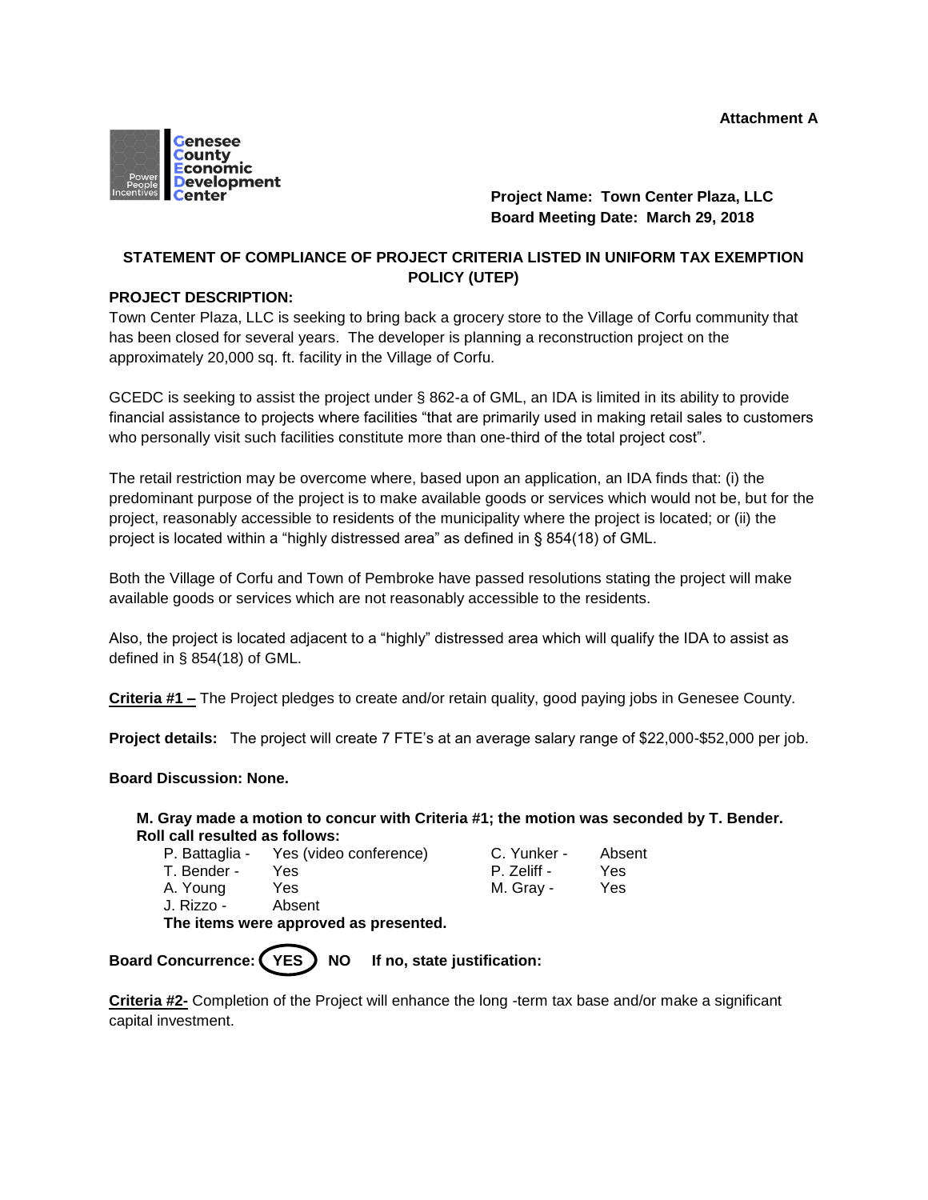**Attachment A**

Genesee County Economic Development Center

**Project Name: Town Center Plaza, LLC**
**Board Meeting Date: March 29, 2018**

## STATEMENT OF COMPLIANCE OF PROJECT CRITERIA LISTED IN UNIFORM TAX EXEMPTION POLICY (UTEP)

**PROJECT DESCRIPTION:**

Town Center Plaza, LLC is seeking to bring back a grocery store to the Village of Corfu community that has been closed for several years. The developer is planning a reconstruction project on the approximately 20,000 sq. ft. facility in the Village of Corfu.

GCEDC is seeking to assist the project under § 862-a of GML, an IDA is limited in its ability to provide financial assistance to projects where facilities "that are primarily used in making retail sales to customers who personally visit such facilities constitute more than one-third of the total project cost".

The retail restriction may be overcome where, based upon an application, an IDA finds that: (i) the predominant purpose of the project is to make available goods or services which would not be, but for the project, reasonably accessible to residents of the municipality where the project is located; or (ii) the project is located within a "highly distressed area" as defined in § 854(18) of GML.

Both the Village of Corfu and Town of Pembroke have passed resolutions stating the project will make available goods or services which are not reasonably accessible to the residents.

Also, the project is located adjacent to a "highly" distressed area which will qualify the IDA to assist as defined in § 854(18) of GML.

**Criteria #1 –** The Project pledges to create and/or retain quality, good paying jobs in Genesee County.

**Project details:** The project will create 7 FTE's at an average salary range of $22,000-$52,000 per job.

**Board Discussion: None.**

**M. Gray made a motion to concur with Criteria #1; the motion was seconded by T. Bender. Roll call resulted as follows:**

| | | | |
|---|---|---|---|
| P. Battaglia - | Yes (video conference) | C. Yunker - | Absent |
| T. Bender - | Yes | P. Zeliff - | Yes |
| A. Young | Yes | M. Gray - | Yes |
| J. Rizzo - | Absent | | |

**The items were approved as presented.**

**Board Concurrence: (YES) NO If no, state justification:**

**Criteria #2-** Completion of the Project will enhance the long -term tax base and/or make a significant capital investment.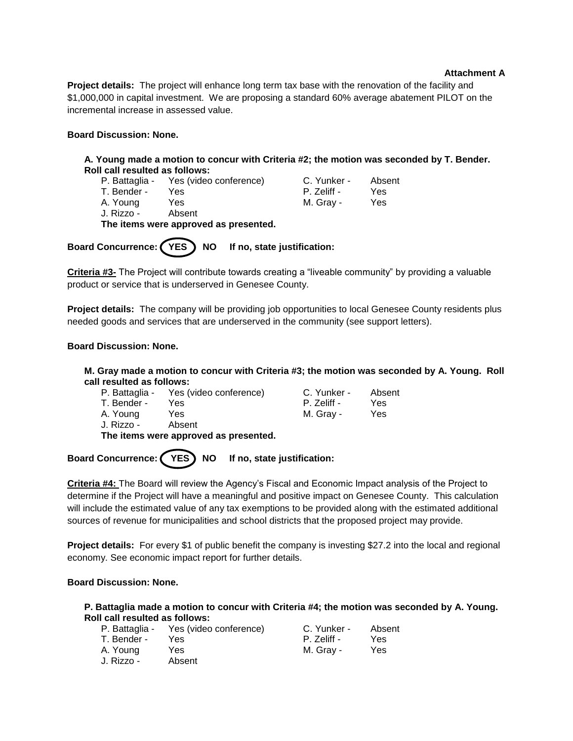**Attachment A**

**Project details:** The project will enhance long term tax base with the renovation of the facility and $1,000,000 in capital investment. We are proposing a standard 60% average abatement PILOT on the incremental increase in assessed value.

**Board Discussion: None.**

**A. Young made a motion to concur with Criteria #2; the motion was seconded by T. Bender. Roll call resulted as follows:**

| | | | |
|---|---|---|---|
| P. Battaglia - | Yes (video conference) | C. Yunker - | Absent |
| T. Bender - | Yes | P. Zeliff - | Yes |
| A. Young | Yes | M. Gray - | Yes |
| J. Rizzo - | Absent | | |

**The items were approved as presented.**

**Board Concurrence: (YES) NO If no, state justification:**

**Criteria #3-** The Project will contribute towards creating a "liveable community" by providing a valuable product or service that is underserved in Genesee County.

**Project details:** The company will be providing job opportunities to local Genesee County residents plus needed goods and services that are underserved in the community (see support letters).

**Board Discussion: None.**

**M. Gray made a motion to concur with Criteria #3; the motion was seconded by A. Young. Roll call resulted as follows:**

| | | | |
|---|---|---|---|
| P. Battaglia - | Yes (video conference) | C. Yunker - | Absent |
| T. Bender - | Yes | P. Zeliff - | Yes |
| A. Young | Yes | M. Gray - | Yes |
| J. Rizzo - | Absent | | |

**The items were approved as presented.**

**Board Concurrence: (YES) NO If no, state justification:**

**Criteria #4:** The Board will review the Agency's Fiscal and Economic Impact analysis of the Project to determine if the Project will have a meaningful and positive impact on Genesee County. This calculation will include the estimated value of any tax exemptions to be provided along with the estimated additional sources of revenue for municipalities and school districts that the proposed project may provide.

**Project details:** For every $1 of public benefit the company is investing $27.2 into the local and regional economy. See economic impact report for further details.

**Board Discussion: None.**

**P. Battaglia made a motion to concur with Criteria #4; the motion was seconded by A. Young. Roll call resulted as follows:**

| | | | |
|---|---|---|---|
| P. Battaglia - | Yes (video conference) | C. Yunker - | Absent |
| T. Bender - | Yes | P. Zeliff - | Yes |
| A. Young | Yes | M. Gray - | Yes |
| J. Rizzo - | Absent | | |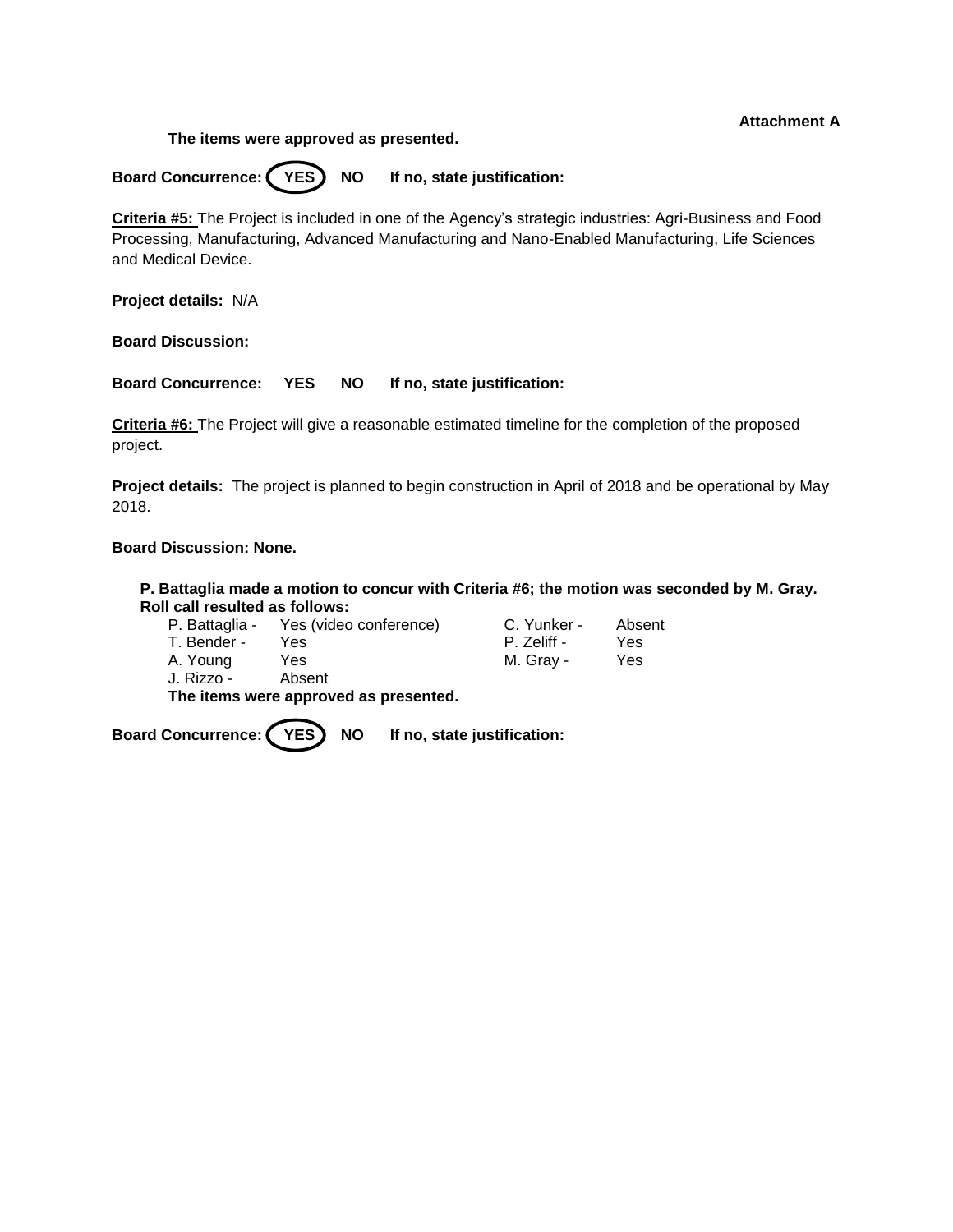Attachment A

**The items were approved as presented.**

**Board Concurrence: (YES) NO If no, state justification:**

**Criteria #5:** The Project is included in one of the Agency's strategic industries: Agri-Business and Food Processing, Manufacturing, Advanced Manufacturing and Nano-Enabled Manufacturing, Life Sciences and Medical Device.

**Project details:** N/A

**Board Discussion:**

**Board Concurrence: YES NO If no, state justification:**

**Criteria #6:** The Project will give a reasonable estimated timeline for the completion of the proposed project.

**Project details:** The project is planned to begin construction in April of 2018 and be operational by May 2018.

**Board Discussion: None.**

**P. Battaglia made a motion to concur with Criteria #6; the motion was seconded by M. Gray. Roll call resulted as follows:**

| | | | |
|---|---|---|---|
| P. Battaglia - | Yes (video conference) | C. Yunker - | Absent |
| T. Bender - | Yes | P. Zeliff - | Yes |
| A. Young | Yes | M. Gray - | Yes |
| J. Rizzo - | Absent | | |

**The items were approved as presented.**

**Board Concurrence: (YES) NO If no, state justification:**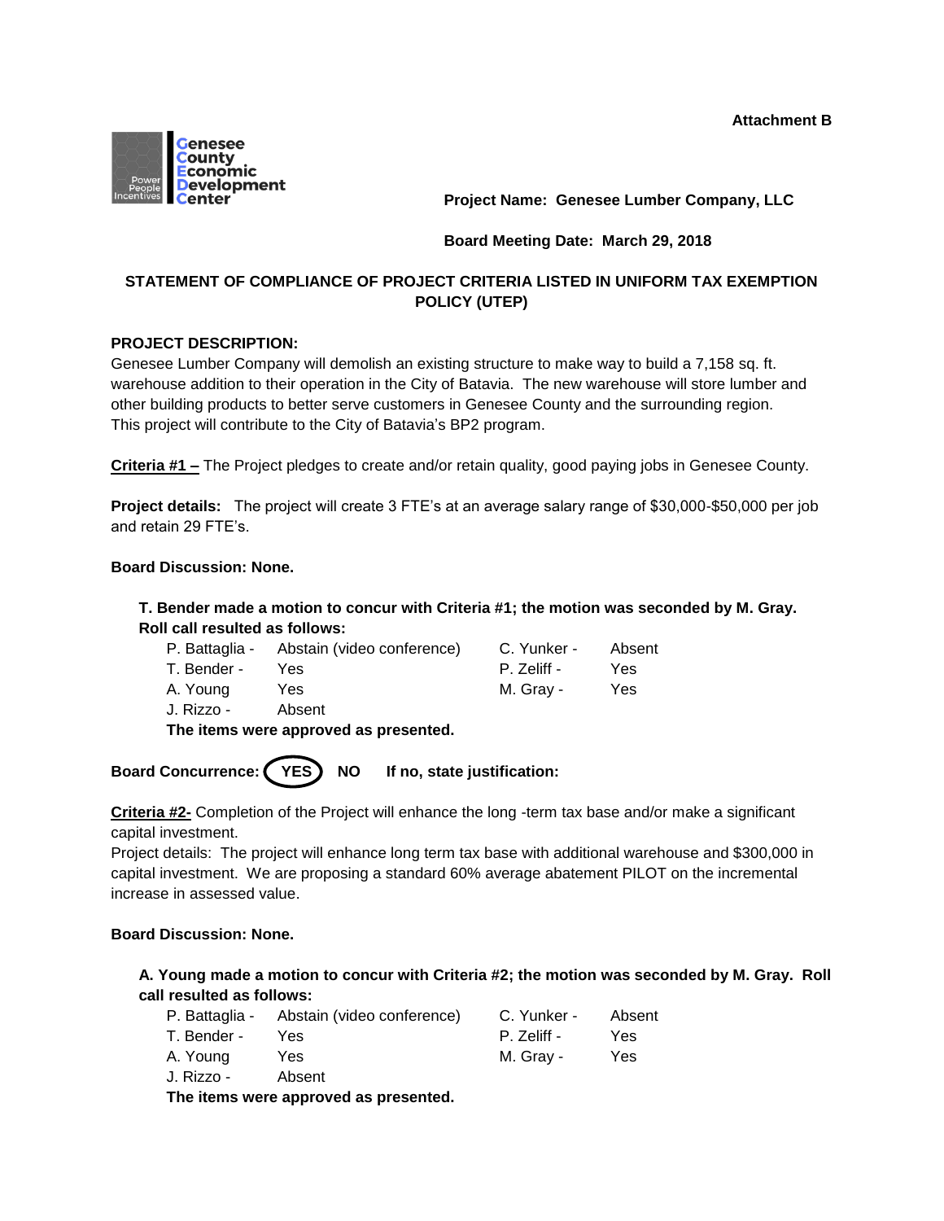**Attachment B**

**Genesee County Economic Development Center**

**Project Name: Genesee Lumber Company, LLC**

**Board Meeting Date: March 29, 2018**

## STATEMENT OF COMPLIANCE OF PROJECT CRITERIA LISTED IN UNIFORM TAX EXEMPTION POLICY (UTEP)

**PROJECT DESCRIPTION:**
Genesee Lumber Company will demolish an existing structure to make way to build a 7,158 sq. ft. warehouse addition to their operation in the City of Batavia. The new warehouse will store lumber and other building products to better serve customers in Genesee County and the surrounding region. This project will contribute to the City of Batavia's BP2 program.

**Criteria #1 –** The Project pledges to create and/or retain quality, good paying jobs in Genesee County.

**Project details:** The project will create 3 FTE's at an average salary range of $30,000-$50,000 per job and retain 29 FTE's.

**Board Discussion: None.**

**T. Bender made a motion to concur with Criteria #1; the motion was seconded by M. Gray. Roll call resulted as follows:**

| | | | |
|---|---|---|---|
| P. Battaglia - | Abstain (video conference) | C. Yunker - | Absent |
| T. Bender - | Yes | P. Zeliff - | Yes |
| A. Young | Yes | M. Gray - | Yes |
| J. Rizzo - | Absent | | |

**The items were approved as presented.**

**Board Concurrence: (YES) NO If no, state justification:**

**Criteria #2-** Completion of the Project will enhance the long -term tax base and/or make a significant capital investment.
Project details: The project will enhance long term tax base with additional warehouse and $300,000 in capital investment. We are proposing a standard 60% average abatement PILOT on the incremental increase in assessed value.

**Board Discussion: None.**

**A. Young made a motion to concur with Criteria #2; the motion was seconded by M. Gray. Roll call resulted as follows:**

| | | | |
|---|---|---|---|
| P. Battaglia - | Abstain (video conference) | C. Yunker - | Absent |
| T. Bender - | Yes | P. Zeliff - | Yes |
| A. Young | Yes | M. Gray - | Yes |
| J. Rizzo - | Absent | | |

**The items were approved as presented.**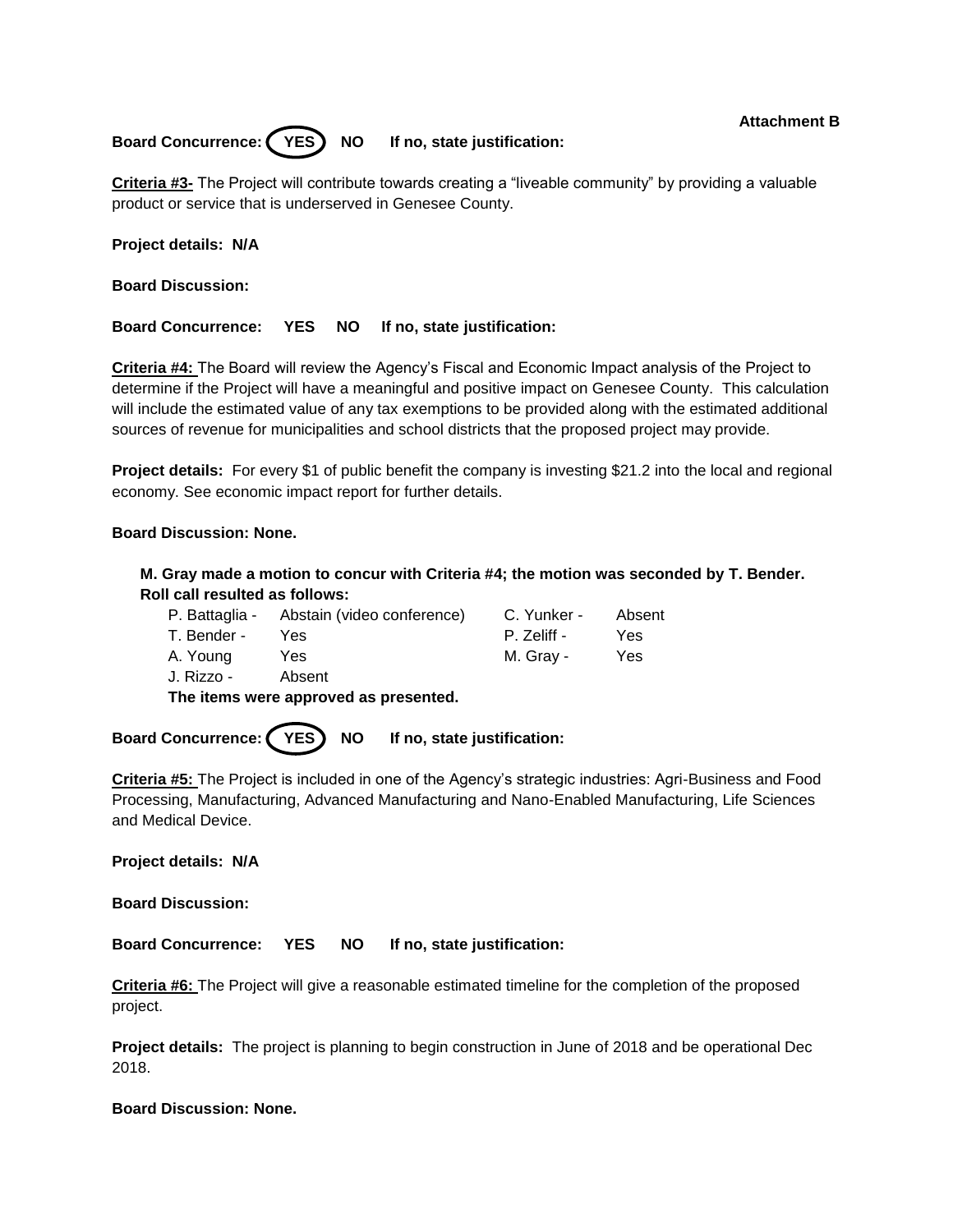**Attachment B**

**Board Concurrence: (YES) NO If no, state justification:**

**Criteria #3-** The Project will contribute towards creating a "liveable community" by providing a valuable product or service that is underserved in Genesee County.

**Project details: N/A**

**Board Discussion:**

**Board Concurrence: YES NO If no, state justification:**

**Criteria #4:** The Board will review the Agency's Fiscal and Economic Impact analysis of the Project to determine if the Project will have a meaningful and positive impact on Genesee County. This calculation will include the estimated value of any tax exemptions to be provided along with the estimated additional sources of revenue for municipalities and school districts that the proposed project may provide.

**Project details:** For every $1 of public benefit the company is investing $21.2 into the local and regional economy. See economic impact report for further details.

**Board Discussion: None.**

**M. Gray made a motion to concur with Criteria #4; the motion was seconded by T. Bender. Roll call resulted as follows:**

| | | | |
|---|---|---|---|
| P. Battaglia - | Abstain (video conference) | C. Yunker - | Absent |
| T. Bender - | Yes | P. Zeliff - | Yes |
| A. Young | Yes | M. Gray - | Yes |
| J. Rizzo - | Absent | | |

**The items were approved as presented.**

**Board Concurrence: (YES) NO If no, state justification:**

**Criteria #5:** The Project is included in one of the Agency's strategic industries: Agri-Business and Food Processing, Manufacturing, Advanced Manufacturing and Nano-Enabled Manufacturing, Life Sciences and Medical Device.

**Project details: N/A**

**Board Discussion:**

**Board Concurrence: YES NO If no, state justification:**

**Criteria #6:** The Project will give a reasonable estimated timeline for the completion of the proposed project.

**Project details:** The project is planning to begin construction in June of 2018 and be operational Dec 2018.

**Board Discussion: None.**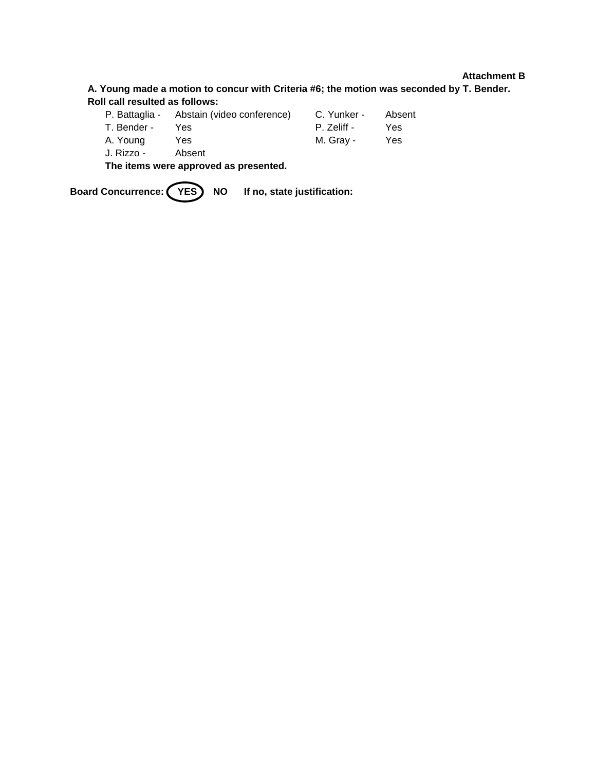**Attachment B**

**A. Young made a motion to concur with Criteria #6; the motion was seconded by T. Bender. Roll call resulted as follows:**

| | | | |
|---|---|---|---|
| P. Battaglia - | Abstain (video conference) | C. Yunker - | Absent |
| T. Bender - | Yes | P. Zeliff - | Yes |
| A. Young | Yes | M. Gray - | Yes |
| J. Rizzo - | Absent | | |

**The items were approved as presented.**

**Board Concurrence: (YES) NO If no, state justification:**